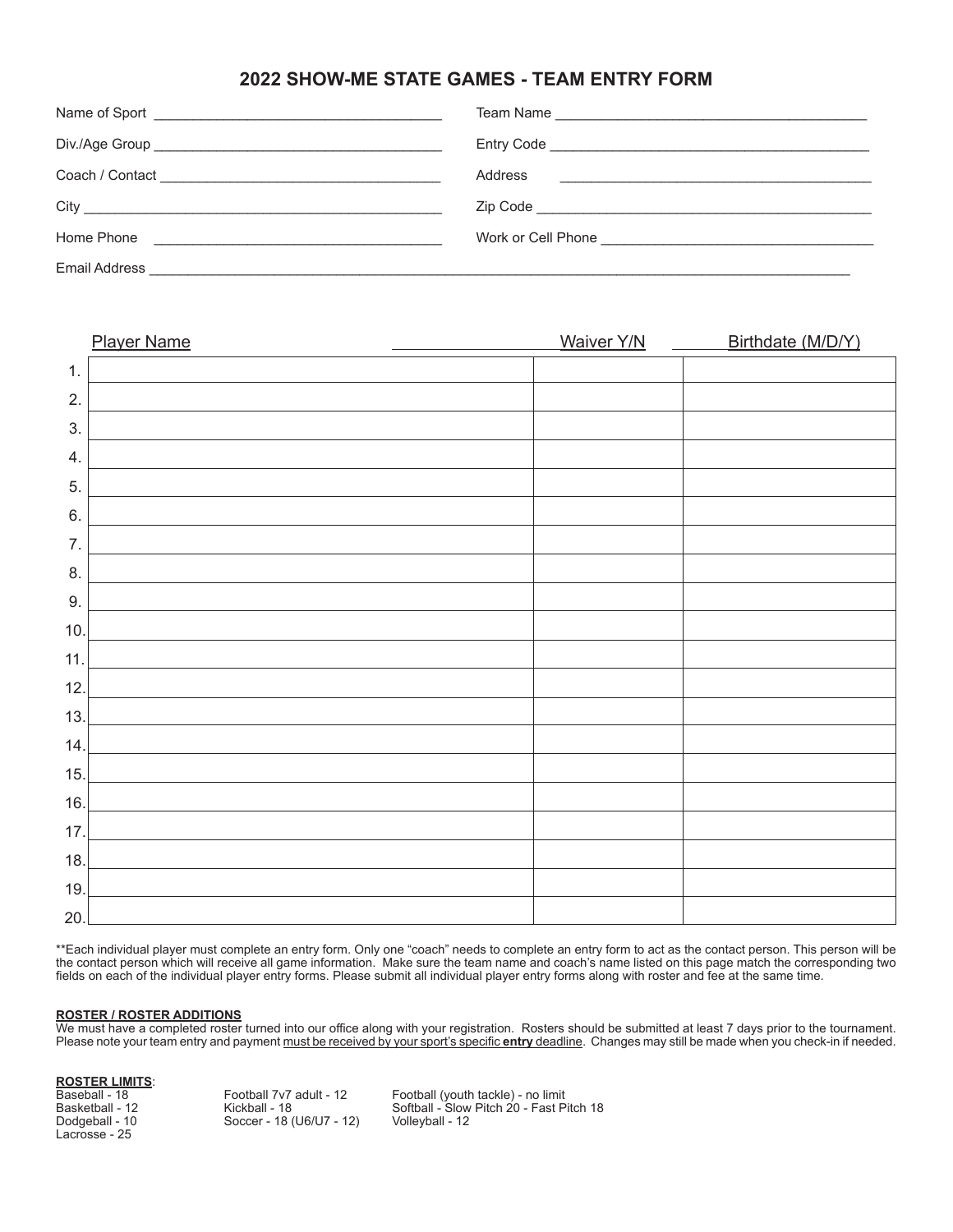# 2022 SHOW-ME STATE GAMES - TEAM ENTRY FORM

Name of Sport ______________________________ Team Name ______________________________

Div./Age Group ______________________________ Entry Code ______________________________

Coach / Contact ______________________________ Address ______________________________

City ______________________________ Zip Code ______________________________

Home Phone ______________________________ Work or Cell Phone ______________________________

Email Address ____________________________________________________________

| | Player Name | Waiver Y/N | Birthdate (M/D/Y) |
|---|---|---|---|
| 1. | | | |
| 2. | | | |
| 3. | | | |
| 4. | | | |
| 5. | | | |
| 6. | | | |
| 7. | | | |
| 8. | | | |
| 9. | | | |
| 10. | | | |
| 11. | | | |
| 12. | | | |
| 13. | | | |
| 14. | | | |
| 15. | | | |
| 16. | | | |
| 17. | | | |
| 18. | | | |
| 19. | | | |
| 20. | | | |

**Each individual player must complete an entry form. Only one "coach" needs to complete an entry form to act as the contact person. This person will be the contact person which will receive all game information. Make sure the team name and coach's name listed on this page match the corresponding two fields on each of the individual player entry forms. Please submit all individual player entry forms along with roster and fee at the same time.

**ROSTER / ROSTER ADDITIONS**

We must have a completed roster turned into our office along with your registration. Rosters should be submitted at least 7 days prior to the tournament. Please note your team entry and payment must be received by your sport's specific **entry** deadline. Changes may still be made when you check-in if needed.

**ROSTER LIMITS**:

Baseball - 18
Basketball - 12
Dodgeball - 10
Lacrosse - 25
Football 7v7 adult - 12
Kickball - 18
Soccer - 18 (U6/U7 - 12)
Football (youth tackle) - no limit
Softball - Slow Pitch 20 - Fast Pitch 18
Volleyball - 12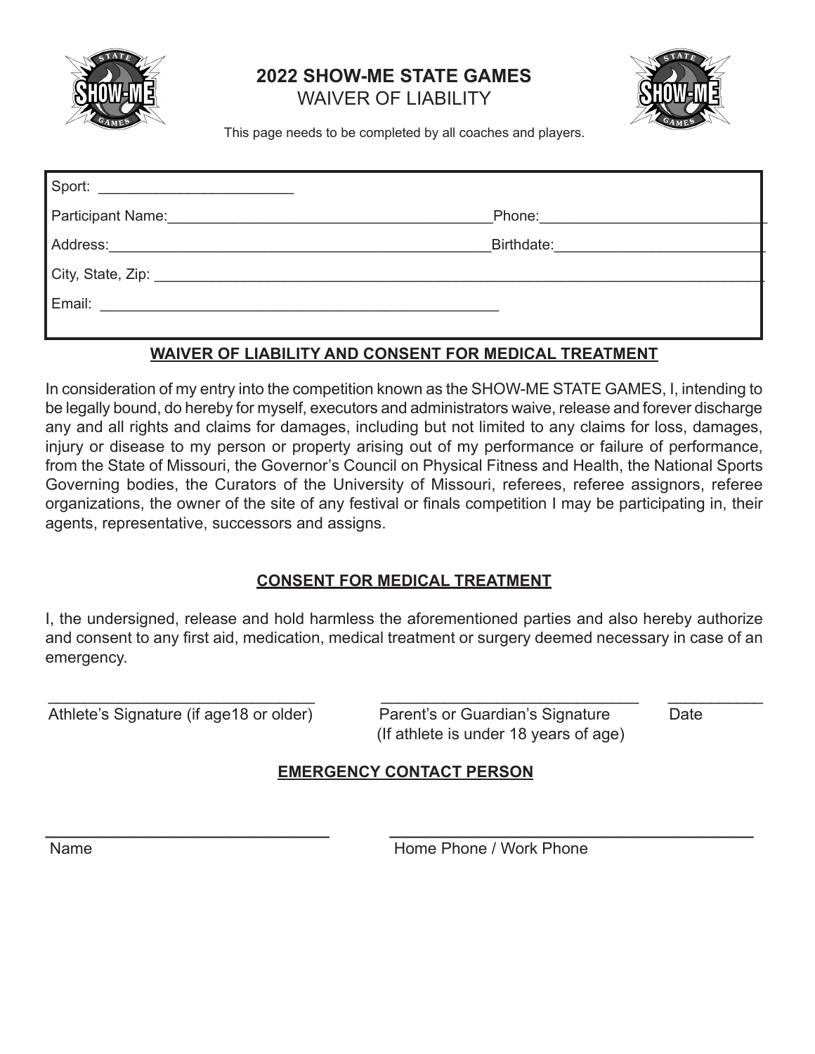# 2022 SHOW-ME STATE GAMES

## WAIVER OF LIABILITY

This page needs to be completed by all coaches and players.

Sport: ________________________

Participant Name: ________________________ Phone: ________________________

Address: ________________________ Birthdate: ________________________

City, State, Zip: ________________________

Email: ________________________

### WAIVER OF LIABILITY AND CONSENT FOR MEDICAL TREATMENT

In consideration of my entry into the competition known as the SHOW-ME STATE GAMES, I, intending to be legally bound, do hereby for myself, executors and administrators waive, release and forever discharge any and all rights and claims for damages, including but not limited to any claims for loss, damages, injury or disease to my person or property arising out of my performance or failure of performance, from the State of Missouri, the Governor's Council on Physical Fitness and Health, the National Sports Governing bodies, the Curators of the University of Missouri, referees, referee assignors, referee organizations, the owner of the site of any festival or finals competition I may be participating in, their agents, representative, successors and assigns.

### CONSENT FOR MEDICAL TREATMENT

I, the undersigned, release and hold harmless the aforementioned parties and also hereby authorize and consent to any first aid, medication, medical treatment or surgery deemed necessary in case of an emergency.

________________________ Athlete's Signature (if age18 or older)

________________________ Parent's or Guardian's Signature (If athlete is under 18 years of age)

________________________ Date

### EMERGENCY CONTACT PERSON

________________________ Name

________________________ Home Phone / Work Phone